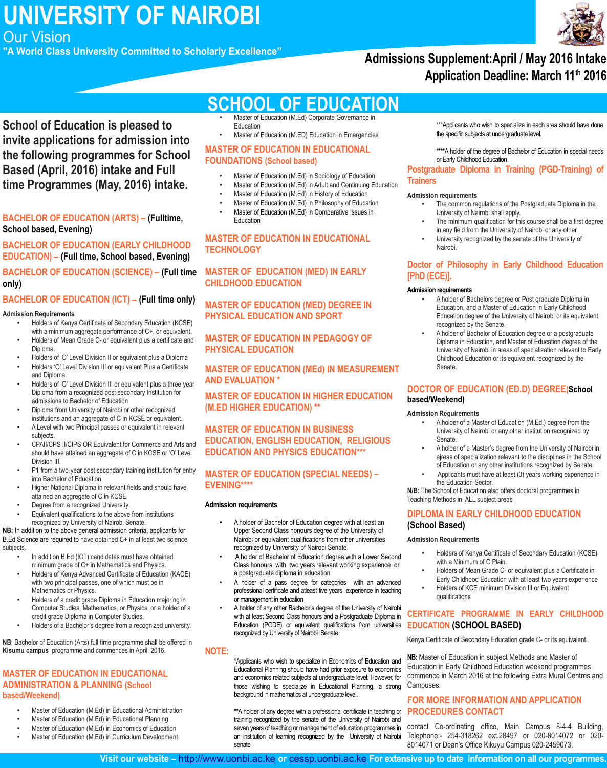# UNIVERSITY OF NAIROBI

## Our Vision

**"A World Class University Committed to Scholarly Excellence"**

**Admissions Supplement:April / May 2016 Intake**
**Application Deadline: March 11th 2016**

# SCHOOL OF EDUCATION

**School of Education is pleased to invite applications for admission into the following programmes for School Based (April, 2016) intake and Full time Programmes (May, 2016) intake.**

### BACHELOR OF EDUCATION (ARTS) – (Fulltime, School based, Evening)

### BACHELOR OF EDUCATION (EARLY CHILDHOOD EDUCATION) – (Full time, School based, Evening)

### BACHELOR OF EDUCATION (SCIENCE) – (Full time only)

### BACHELOR OF EDUCATION (ICT) – (Full time only)

**Admission Requirements**

- Holders of Kenya Certificate of Secondary Education (KCSE) with a minimum aggregate performance of C+, or equivalent.
- Holders of Mean Grade C- or equivalent plus a certificate and Diploma.
- Holders of 'O' Level Division II or equivalent plus a Diploma
- Holders 'O' Level Division III or equivalent Plus a Certificate and Diploma.
- Holders of 'O' Level Division III or equivalent plus a three year Diploma from a recognized post secondary Institution for admissions to Bachelor of Education
- Diploma from University of Nairobi or other recognized institutions and an aggregate of C in KCSE or equivalent.
- A Level with two Principal passes or equivalent in relevant subjects.
- CPAII/CPS II/CIPS OR Equivalent for Commerce and Arts and should have attained an aggregate of C in KCSE or 'O' Level Division III.
- P1 from a two-year post secondary training institution for entry into Bachelor of Education.
- Higher National Diploma in relevant fields and should have attained an aggregate of C in KCSE
- Degree from a recognized University
- Equivalent qualifications to the above from institutions recognized by University of Nairobi Senate.

**NB:** In addition to the above general admission criteria, applicants for B.Ed Science are required to have obtained C+ in at least two science subjects.

- In addition B.Ed (ICT) candidates must have obtained minimum grade of C+ in Mathematics and Physics.
- Holders of Kenya Advanced Certificate of Education (KACE) with two principal passes, one of which must be in Mathematics or Physics.
- Holders of a credit grade Diploma in Education majoring in Computer Studies, Mathematics, or Physics, or a holder of a credit grade Diploma in Computer Studies.
- Holders of a Bachelor's degree from a recognized university.

**NB**: Bachelor of Education (Arts) full time programme shall be offered in **Kisumu campus** programme and commences in April, 2016.

### MASTER OF EDUCATION IN EDUCATIONAL ADMINISTRATION & PLANNING (School based/Weekend)

- Master of Education (M.Ed) in Educational Administration
- Master of Education (M.Ed) in Educational Planning
- Master of Education (M.Ed) in Economics of Education
- Master of Education (M.Ed) in Curriculum Development
- Master of Education (M.Ed) Corporate Governance in Education
- Master of Education (M.ED) Education in Emergencies

### MASTER OF EDUCATION IN EDUCATIONAL FOUNDATIONS (School based)

- Master of Education (M.Ed) in Sociology of Education
- Master of Education (M.Ed) in Adult and Continuing Education
- Master of Education (M.Ed) in History of Education
- Master of Education (M.Ed) in Philosophy of Education
- Master of Education (M.Ed) in Comparative Issues in Education

### MASTER OF EDUCATION IN EDUCATIONAL TECHNOLOGY

### MASTER OF EDUCATION (MED) IN EARLY CHILDHOOD EDUCATION

### MASTER OF EDUCATION (MED) DEGREE IN PHYSICAL EDUCATION AND SPORT

### MASTER OF EDUCATION IN PEDAGOGY OF PHYSICAL EDUCATION

### MASTER OF EDUCATION (MEd) IN MEASUREMENT AND EVALUATION *

### MASTER OF EDUCATION IN HIGHER EDUCATION (M.ED HIGHER EDUCATION) **

### MASTER OF EDUCATION IN BUSINESS EDUCATION, ENGLISH EDUCATION, RELIGIOUS EDUCATION AND PHYSICS EDUCATION***

### MASTER OF EDUCATION (SPECIAL NEEDS) – EVENING****

**Admission requirements**

- A holder of Bachelor of Education degree with at least an Upper Second Class honours degree of the University of Nairobi or equivalent qualifications from other universities recognized by University of Nairobi Senate.
- A holder of Bachelor of Education degree with a Lower Second Class honours with two years relevant working experience. or a postgraduate diploma in education
- A holder of a pass degree for categories with an advanced professional certificate and atleast five years experience in teaching or management in education
- A holder of any other Bachelor's degree of the University of Nairobi with at least Second Class honours and a Postgraduate Diploma in Education (PGDE) or equivalent qualifications from universities recognized by University of Nairobi Senate

### NOTE:

*Applicants who wish to specialize in Economics of Education and Educational Planning should have had prior exposure to economics and economics related subjects at undergraduate level. However, for those wishing to specialize in Educational Planning, a strong background in mathematics at undergraduate level.

**A holder of any degree with a professional certificate in teaching or training recognized by the senate of the University of Nairobi and seven years of teaching or management of education programmes in an institution of learning recognized by the University of Nairobi senate

***Applicants who wish to specialize in each area should have done the specific subjects at undergraduate level.

****A holder of the degree of Bachelor of Education in special needs or Early Childhood Education.

### Postgraduate Diploma in Training (PGD-Training) of Trainers

**Admission requirements**

- The common regulations of the Postgraduate Diploma in the University of Nairobi shall apply.
- The minimum qualification for this course shall be a first degree in any field from the University of Nairobi or any other
- University recognized by the senate of the University of Nairobi.

### Doctor of Philosophy in Early Childhood Education [PhD (ECE)].

**Admission requirements**

- A holder of Bachelors degree or Post graduate Diploma in Education, and a Master of Education in Early Childhood Education degree of the University of Nairobi or its equivalent recognized by the Senate.
- A holder of Bachelor of Education degree or a postgraduate Diploma in Education, and Master of Education degree of the University of Nairobi in areas of specialization relevant to Early Childhood Education or its equivalent recognized by the Senate.

### DOCTOR OF EDUCATION (ED.D) DEGREE(School based/Weekend)

**Admission Requirements**

- A holder of a Master of Education (M.Ed.) degree from the University of Nairobi or any other institution recognized by Senate.
- A holder of a Master's degree from the University of Nairobi in ajreas of specialization relevant to the disciplines in the School of Education or any other institutions recognized by Senate.
- Applicants must have at least (3) years working experience in the Education Sector.

**N/B:** The School of Education also offers doctoral programmes in Teaching Methods in ALL subject areas

### DIPLOMA IN EARLY CHILDHOOD EDUCATION (School Based)

**Admission Requirements**

- Holders of Kenya Certificate of Secondary Education (KCSE) with a Minimum of C Plain.
- Holders of Mean Grade C- or equivalent plus a Certificate in Early Childhood Education with at least two years experience
- Holders of KCE minimum Division III or Equivalent qualifications

### CERTIFICATE PROGRAMME IN EARLY CHILDHOOD EDUCATION (SCHOOL BASED)

Kenya Certificate of Secondary Education grade C- or its equivalent.

**NB:** Master of Education in subject Methods and Master of Education in Early Childhood Education weekend programmes commence in March 2016 at the following Extra Mural Centres and Campuses.

### FOR MORE INFORMATION AND APPLICATION PROCEDURES CONTACT

contact Co-ordinating office, Main Campus 8-4-4 Building, Telephone:- 254-318262 ext.28497 or 020-8014072 or 020-8014071 or Dean's Office Kikuyu Campus 020-2459073.

**Visit our website – http://www.uonbi.ac.ke or cessp.uonbi.ac.ke For extensive up to date information on all our programmes.**